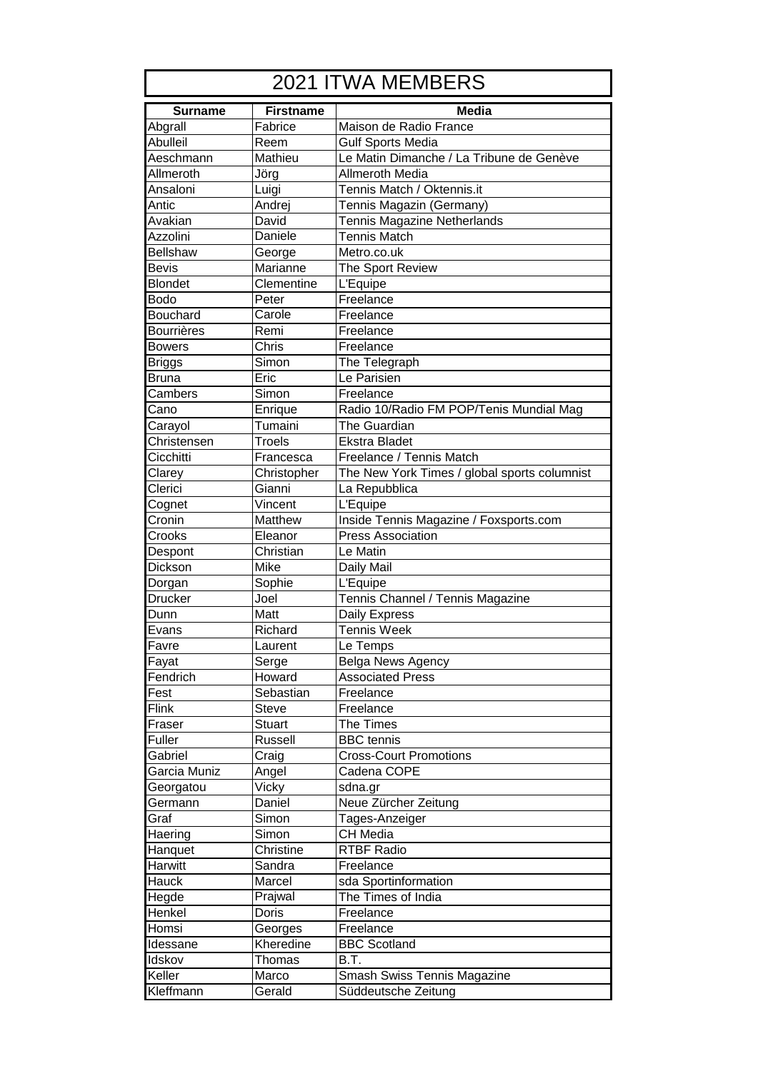# 2021 ITWA MEMBERS

| Surname | Firstname | Media |
|---|---|---|
| Abgrall | Fabrice | Maison de Radio France |
| Abulleil | Reem | Gulf Sports Media |
| Aeschmann | Mathieu | Le Matin Dimanche / La Tribune de Genève |
| Allmeroth | Jörg | Allmeroth Media |
| Ansaloni | Luigi | Tennis Match / Oktennis.it |
| Antic | Andrej | Tennis Magazin (Germany) |
| Avakian | David | Tennis Magazine Netherlands |
| Azzolini | Daniele | Tennis Match |
| Bellshaw | George | Metro.co.uk |
| Bevis | Marianne | The Sport Review |
| Blondet | Clementine | L'Equipe |
| Bodo | Peter | Freelance |
| Bouchard | Carole | Freelance |
| Bourrières | Remi | Freelance |
| Bowers | Chris | Freelance |
| Briggs | Simon | The Telegraph |
| Bruna | Eric | Le Parisien |
| Cambers | Simon | Freelance |
| Cano | Enrique | Radio 10/Radio FM POP/Tenis Mundial Mag |
| Carayol | Tumaini | The Guardian |
| Christensen | Troels | Ekstra Bladet |
| Cicchitti | Francesca | Freelance / Tennis Match |
| Clarey | Christopher | The New York Times / global sports columnist |
| Clerici | Gianni | La Repubblica |
| Cognet | Vincent | L'Equipe |
| Cronin | Matthew | Inside Tennis Magazine / Foxsports.com |
| Crooks | Eleanor | Press Association |
| Despont | Christian | Le Matin |
| Dickson | Mike | Daily Mail |
| Dorgan | Sophie | L'Equipe |
| Drucker | Joel | Tennis Channel / Tennis Magazine |
| Dunn | Matt | Daily Express |
| Evans | Richard | Tennis Week |
| Favre | Laurent | Le Temps |
| Fayat | Serge | Belga News Agency |
| Fendrich | Howard | Associated Press |
| Fest | Sebastian | Freelance |
| Flink | Steve | Freelance |
| Fraser | Stuart | The Times |
| Fuller | Russell | BBC tennis |
| Gabriel | Craig | Cross-Court Promotions |
| Garcia Muniz | Angel | Cadena COPE |
| Georgatou | Vicky | sdna.gr |
| Germann | Daniel | Neue Zürcher Zeitung |
| Graf | Simon | Tages-Anzeiger |
| Haering | Simon | CH Media |
| Hanquet | Christine | RTBF Radio |
| Harwitt | Sandra | Freelance |
| Hauck | Marcel | sda Sportinformation |
| Hegde | Prajwal | The Times of India |
| Henkel | Doris | Freelance |
| Homsi | Georges | Freelance |
| Idessane | Kheredine | BBC Scotland |
| Idskov | Thomas | B.T. |
| Keller | Marco | Smash Swiss Tennis Magazine |
| Kleffmann | Gerald | Süddeutsche Zeitung |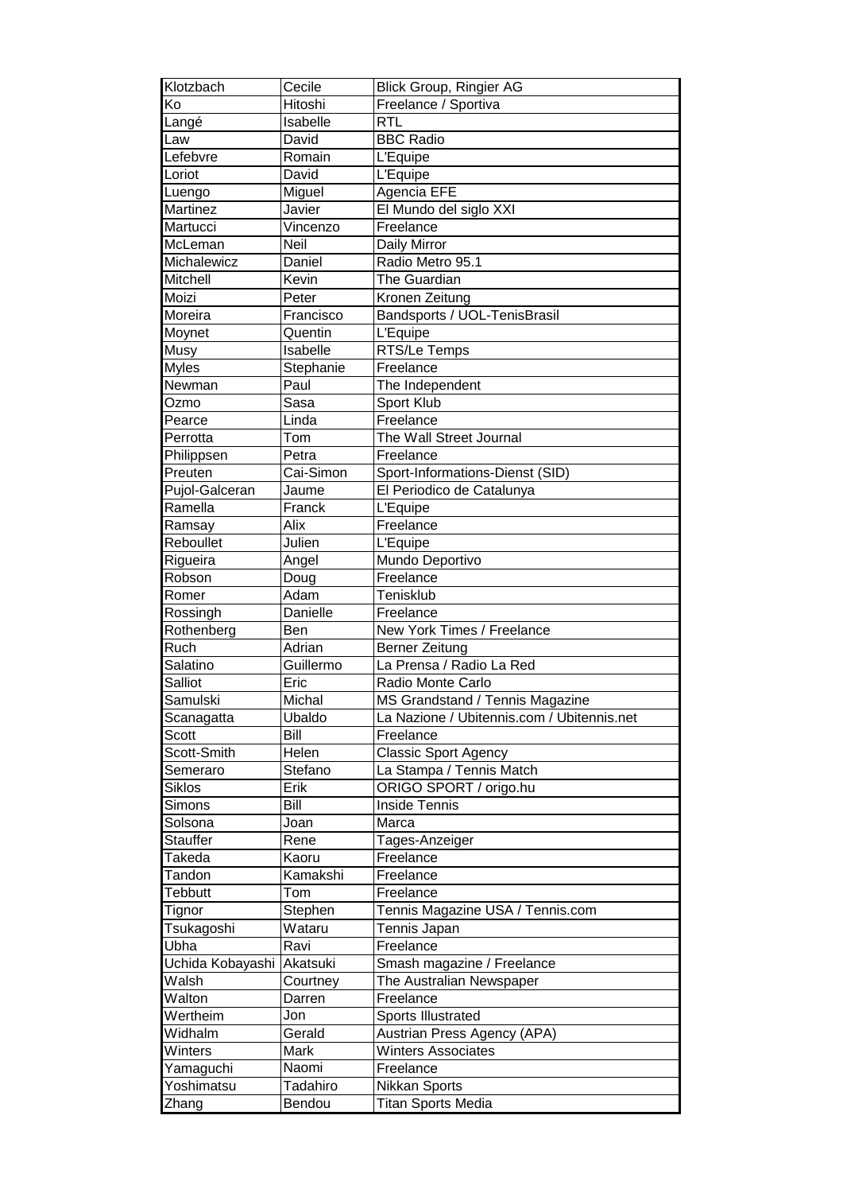| | | |
|---|---|---|
| Klotzbach | Cecile | Blick Group, Ringier AG |
| Ko | Hitoshi | Freelance / Sportiva |
| Langé | Isabelle | RTL |
| Law | David | BBC Radio |
| Lefebvre | Romain | L'Equipe |
| Loriot | David | L'Equipe |
| Luengo | Miguel | Agencia EFE |
| Martinez | Javier | El Mundo del siglo XXI |
| Martucci | Vincenzo | Freelance |
| McLeman | Neil | Daily Mirror |
| Michalewicz | Daniel | Radio Metro 95.1 |
| Mitchell | Kevin | The Guardian |
| Moizi | Peter | Kronen Zeitung |
| Moreira | Francisco | Bandsports / UOL-TenisBrasil |
| Moynet | Quentin | L'Equipe |
| Musy | Isabelle | RTS/Le Temps |
| Myles | Stephanie | Freelance |
| Newman | Paul | The Independent |
| Ozmo | Sasa | Sport Klub |
| Pearce | Linda | Freelance |
| Perrotta | Tom | The Wall Street Journal |
| Philippsen | Petra | Freelance |
| Preuten | Cai-Simon | Sport-Informations-Dienst (SID) |
| Pujol-Galceran | Jaume | El Periodico de Catalunya |
| Ramella | Franck | L'Equipe |
| Ramsay | Alix | Freelance |
| Reboullet | Julien | L'Equipe |
| Rigueira | Angel | Mundo Deportivo |
| Robson | Doug | Freelance |
| Romer | Adam | Tenisklub |
| Rossingh | Danielle | Freelance |
| Rothenberg | Ben | New York Times / Freelance |
| Ruch | Adrian | Berner Zeitung |
| Salatino | Guillermo | La Prensa / Radio La Red |
| Salliot | Eric | Radio Monte Carlo |
| Samulski | Michal | MS Grandstand / Tennis Magazine |
| Scanagatta | Ubaldo | La Nazione / Ubitennis.com / Ubitennis.net |
| Scott | Bill | Freelance |
| Scott-Smith | Helen | Classic Sport Agency |
| Semeraro | Stefano | La Stampa / Tennis Match |
| Siklos | Erik | ORIGO SPORT / origo.hu |
| Simons | Bill | Inside Tennis |
| Solsona | Joan | Marca |
| Stauffer | Rene | Tages-Anzeiger |
| Takeda | Kaoru | Freelance |
| Tandon | Kamakshi | Freelance |
| Tebbutt | Tom | Freelance |
| Tignor | Stephen | Tennis Magazine USA / Tennis.com |
| Tsukagoshi | Wataru | Tennis Japan |
| Ubha | Ravi | Freelance |
| Uchida Kobayashi | Akatsuki | Smash magazine / Freelance |
| Walsh | Courtney | The Australian Newspaper |
| Walton | Darren | Freelance |
| Wertheim | Jon | Sports Illustrated |
| Widhalm | Gerald | Austrian Press Agency (APA) |
| Winters | Mark | Winters Associates |
| Yamaguchi | Naomi | Freelance |
| Yoshimatsu | Tadahiro | Nikkan Sports |
| Zhang | Bendou | Titan Sports Media |